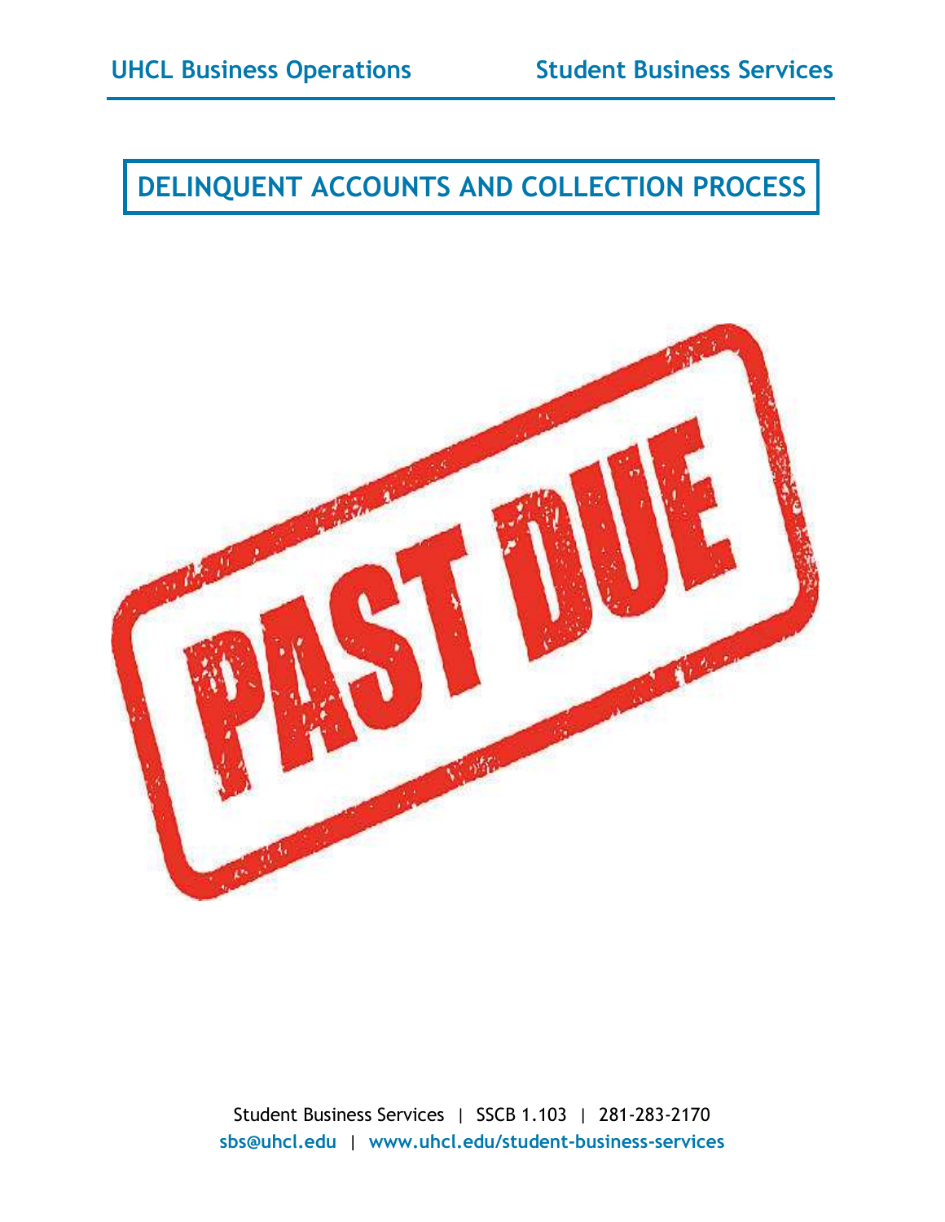UHCL Business Operations | Student Business Services

# DELINQUENT ACCOUNTS AND COLLECTION PROCESS

PAST DUE

Student Business Services | SSCB 1.103 | 281-283-2170

**sbs@uhcl.edu** | **www.uhcl.edu/student-business-services**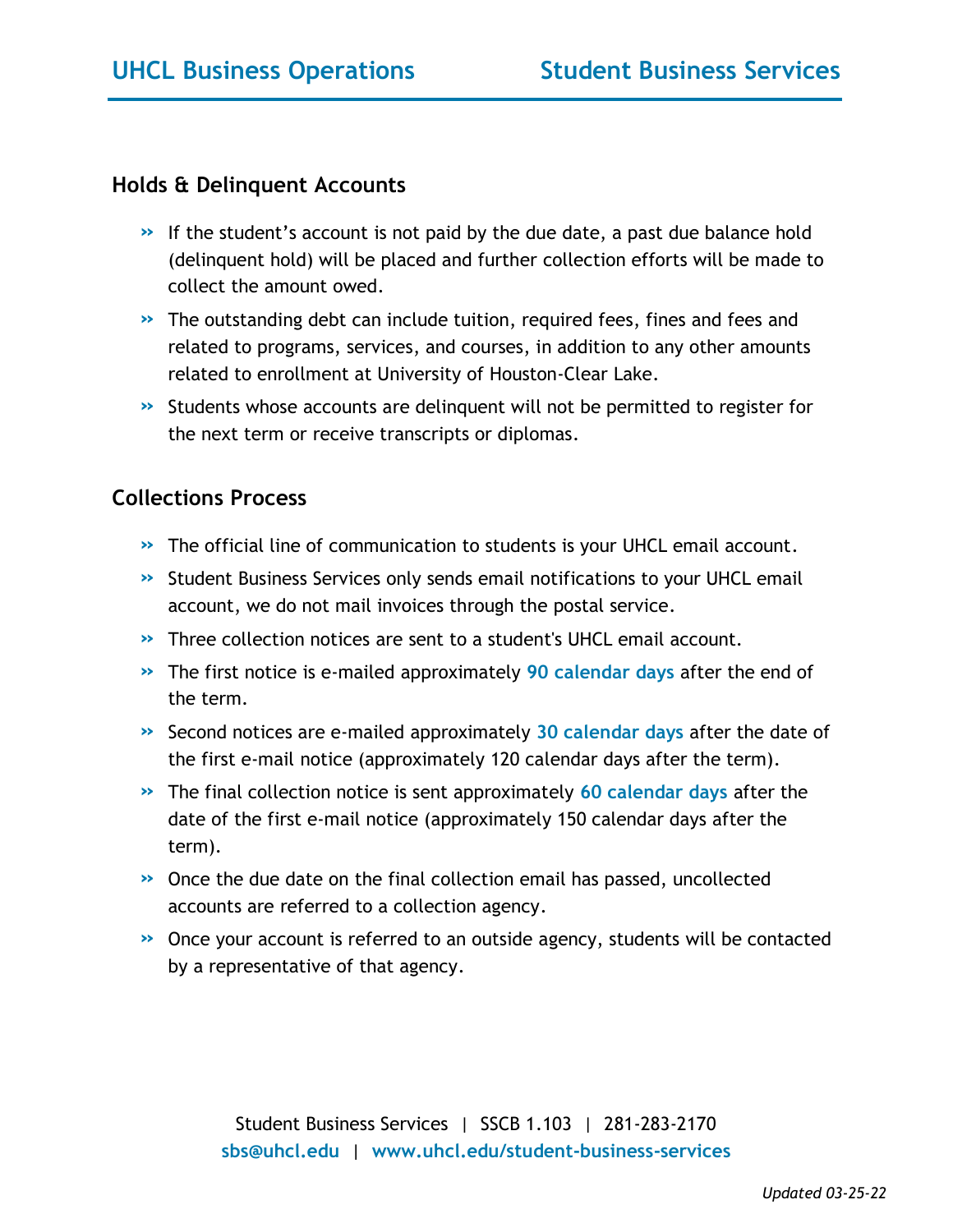## Holds & Delinquent Accounts

- If the student's account is not paid by the due date, a past due balance hold (delinquent hold) will be placed and further collection efforts will be made to collect the amount owed.
- The outstanding debt can include tuition, required fees, fines and fees and related to programs, services, and courses, in addition to any other amounts related to enrollment at University of Houston-Clear Lake.
- Students whose accounts are delinquent will not be permitted to register for the next term or receive transcripts or diplomas.

## Collections Process

- The official line of communication to students is your UHCL email account.
- Student Business Services only sends email notifications to your UHCL email account, we do not mail invoices through the postal service.
- Three collection notices are sent to a student's UHCL email account.
- The first notice is e-mailed approximately **90 calendar days** after the end of the term.
- Second notices are e-mailed approximately **30 calendar days** after the date of the first e-mail notice (approximately 120 calendar days after the term).
- The final collection notice is sent approximately **60 calendar days** after the date of the first e-mail notice (approximately 150 calendar days after the term).
- Once the due date on the final collection email has passed, uncollected accounts are referred to a collection agency.
- Once your account is referred to an outside agency, students will be contacted by a representative of that agency.

Student Business Services | SSCB 1.103 | 281-283-2170
sbs@uhcl.edu | www.uhcl.edu/student-business-services

*Updated 03-25-22*